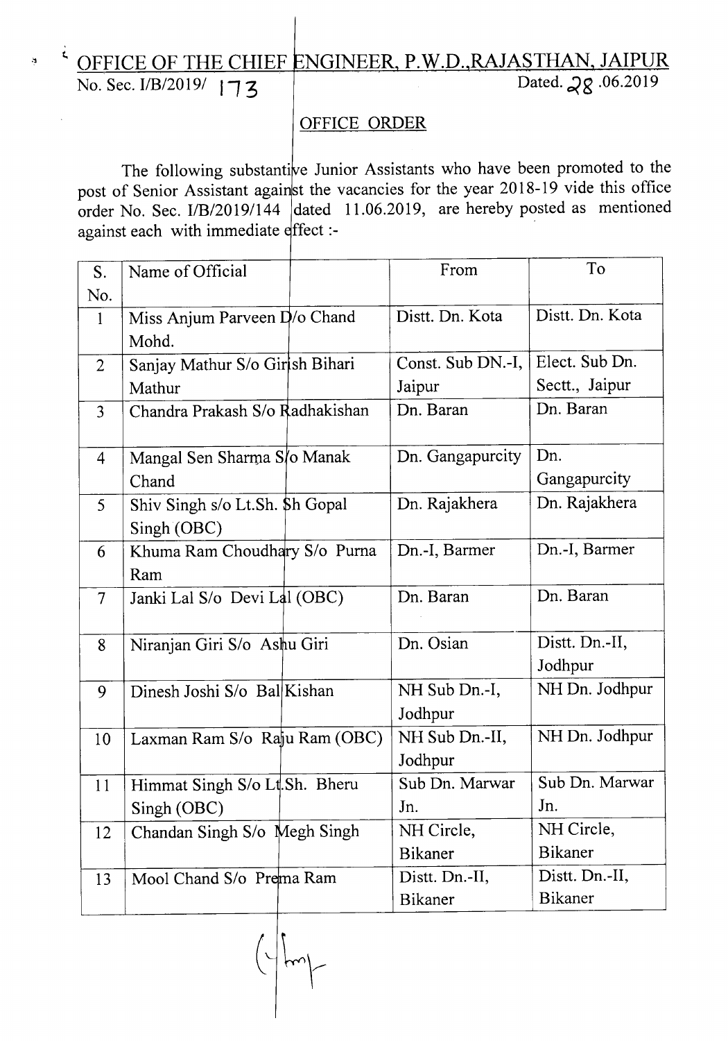# OFFICE OF THE CHIEF ENGINEER, P.W.D.,RAJASTHAN, JAIPUR

No. Sec. I/B/2019/ 173

Dated. 28 .06.2019

## OFFICE ORDER

The following substantive Junior Assistants who have been promoted to the post of Senior Assistant against the vacancies for the year 2018-19 vide this office order No. Sec. I/B/2019/144 dated 11.06.2019, are hereby posted as mentioned against each with immediate effect :-

| S. No. | Name of Official | From | To |
|---|---|---|---|
| 1 | Miss Anjum Parveen D/o Chand Mohd. | Distt. Dn. Kota | Distt. Dn. Kota |
| 2 | Sanjay Mathur S/o Girish Bihari Mathur | Const. Sub DN.-I, Jaipur | Elect. Sub Dn. Sectt., Jaipur |
| 3 | Chandra Prakash S/o Radhakishan | Dn. Baran | Dn. Baran |
| 4 | Mangal Sen Sharma S/o Manak Chand | Dn. Gangapurcity | Dn. Gangapurcity |
| 5 | Shiv Singh s/o Lt.Sh. Sh Gopal Singh (OBC) | Dn. Rajakhera | Dn. Rajakhera |
| 6 | Khuma Ram Choudhary S/o Purna Ram | Dn.-I, Barmer | Dn.-I, Barmer |
| 7 | Janki Lal S/o Devi Lal (OBC) | Dn. Baran | Dn. Baran |
| 8 | Niranjan Giri S/o Ashu Giri | Dn. Osian | Distt. Dn.-II, Jodhpur |
| 9 | Dinesh Joshi S/o Bal Kishan | NH Sub Dn.-I, Jodhpur | NH Dn. Jodhpur |
| 10 | Laxman Ram S/o Raju Ram (OBC) | NH Sub Dn.-II, Jodhpur | NH Dn. Jodhpur |
| 11 | Himmat Singh S/o Lt.Sh. Bheru Singh (OBC) | Sub Dn. Marwar Jn. | Sub Dn. Marwar Jn. |
| 12 | Chandan Singh S/o Megh Singh | NH Circle, Bikaner | NH Circle, Bikaner |
| 13 | Mool Chand S/o Prema Ram | Distt. Dn.-II, Bikaner | Distt. Dn.-II, Bikaner |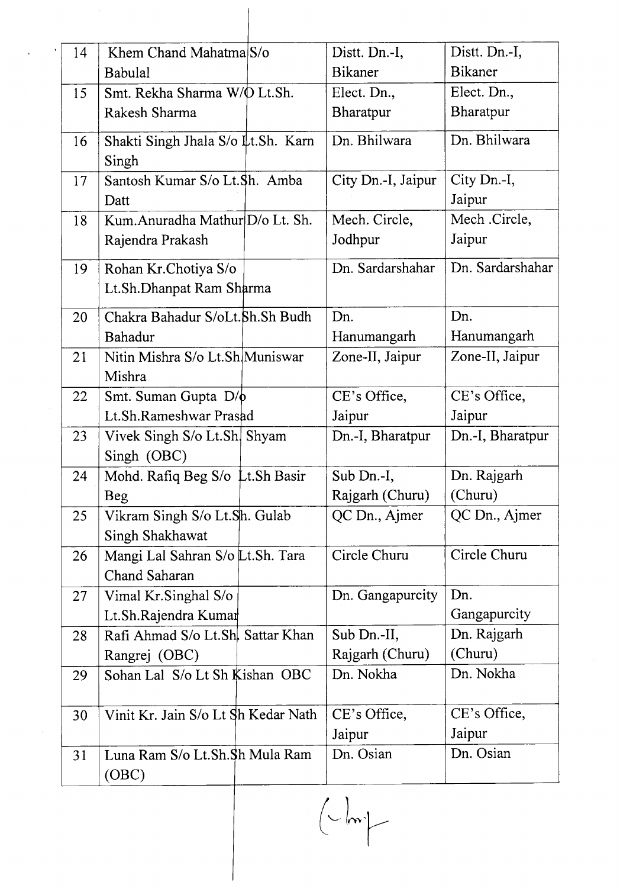| | | | |
|---|---|---|---|
| 14 | Khem Chand Mahatma S/o Babulal | Distt. Dn.-I, Bikaner | Distt. Dn.-I, Bikaner |
| 15 | Smt. Rekha Sharma W/O Lt.Sh. Rakesh Sharma | Elect. Dn., Bharatpur | Elect. Dn., Bharatpur |
| 16 | Shakti Singh Jhala S/o Lt.Sh. Karn Singh | Dn. Bhilwara | Dn. Bhilwara |
| 17 | Santosh Kumar S/o Lt.Sh. Amba Datt | City Dn.-I, Jaipur | City Dn.-I, Jaipur |
| 18 | Kum.Anuradha Mathur D/o Lt. Sh. Rajendra Prakash | Mech. Circle, Jodhpur | Mech .Circle, Jaipur |
| 19 | Rohan Kr.Chotiya S/o Lt.Sh.Dhanpat Ram Sharma | Dn. Sardarshahar | Dn. Sardarshahar |
| 20 | Chakra Bahadur S/oLt.Sh.Sh Budh Bahadur | Dn. Hanumangarh | Dn. Hanumangarh |
| 21 | Nitin Mishra S/o Lt.Sh. Muniswar Mishra | Zone-II, Jaipur | Zone-II, Jaipur |
| 22 | Smt. Suman Gupta D/o Lt.Sh.Rameshwar Prasad | CE's Office, Jaipur | CE's Office, Jaipur |
| 23 | Vivek Singh S/o Lt.Sh. Shyam Singh (OBC) | Dn.-I, Bharatpur | Dn.-I, Bharatpur |
| 24 | Mohd. Rafiq Beg S/o Lt.Sh Basir Beg | Sub Dn.-I, Rajgarh (Churu) | Dn. Rajgarh (Churu) |
| 25 | Vikram Singh S/o Lt.Sh. Gulab Singh Shakhawat | QC Dn., Ajmer | QC Dn., Ajmer |
| 26 | Mangi Lal Sahran S/o Lt.Sh. Tara Chand Saharan | Circle Churu | Circle Churu |
| 27 | Vimal Kr.Singhal S/o Lt.Sh.Rajendra Kumar | Dn. Gangapurcity | Dn. Gangapurcity |
| 28 | Rafi Ahmad S/o Lt.Sh. Sattar Khan Rangrej (OBC) | Sub Dn.-II, Rajgarh (Churu) | Dn. Rajgarh (Churu) |
| 29 | Sohan Lal S/o Lt Sh Kishan OBC | Dn. Nokha | Dn. Nokha |
| 30 | Vinit Kr. Jain S/o Lt Sh Kedar Nath | CE's Office, Jaipur | CE's Office, Jaipur |
| 31 | Luna Ram S/o Lt.Sh.Sh Mula Ram (OBC) | Dn. Osian | Dn. Osian |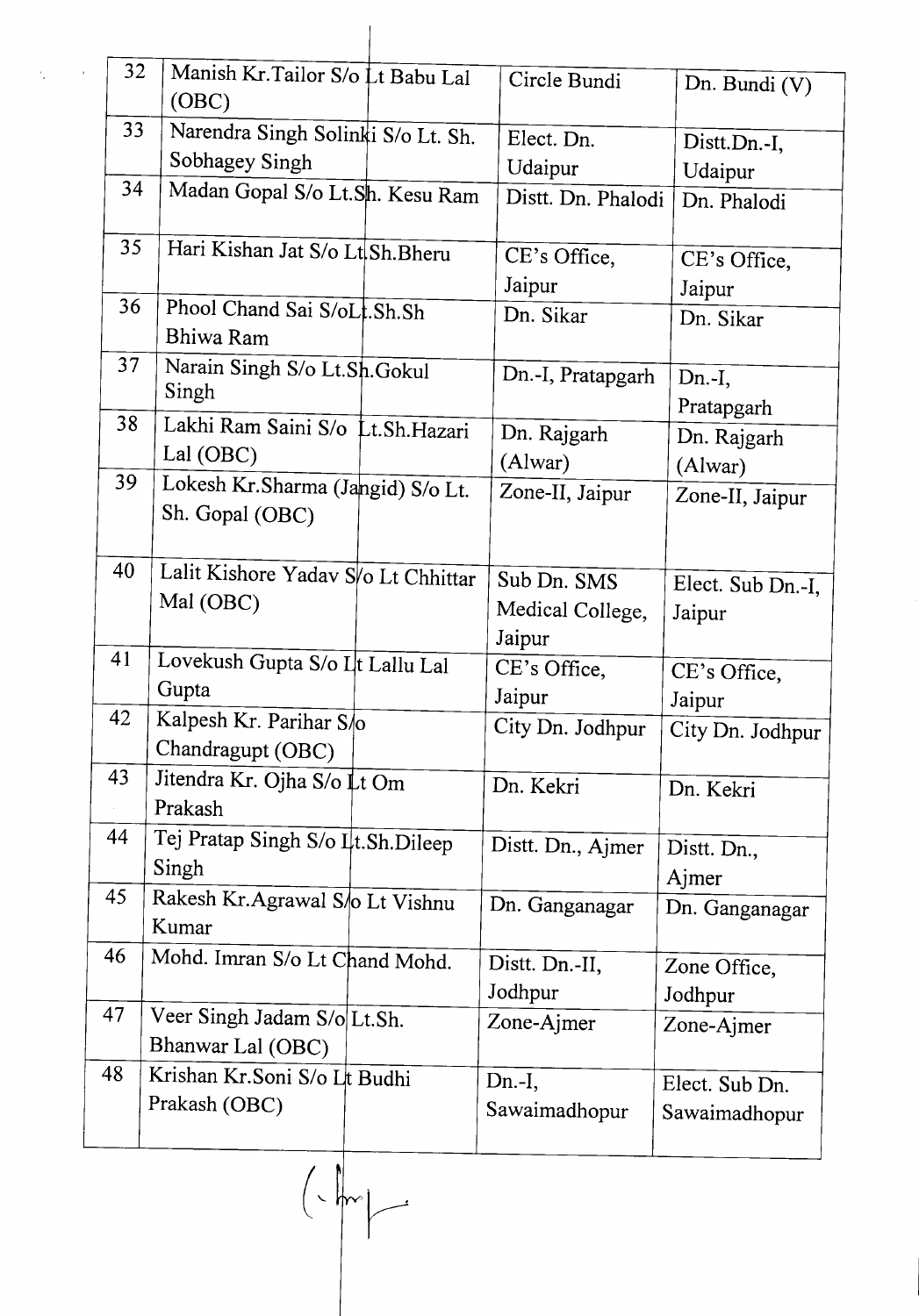| | | | |
|---|---|---|---|
| 32 | Manish Kr.Tailor S/o Lt Babu Lal (OBC) | Circle Bundi | Dn. Bundi (V) |
| 33 | Narendra Singh Solinki S/o Lt. Sh. Sobhagey Singh | Elect. Dn. Udaipur | Distt.Dn.-I, Udaipur |
| 34 | Madan Gopal S/o Lt.Sh. Kesu Ram | Distt. Dn. Phalodi | Dn. Phalodi |
| 35 | Hari Kishan Jat S/o Lt Sh.Bheru | CE's Office, Jaipur | CE's Office, Jaipur |
| 36 | Phool Chand Sai S/oLt.Sh.Sh Bhiwa Ram | Dn. Sikar | Dn. Sikar |
| 37 | Narain Singh S/o Lt.Sh.Gokul Singh | Dn.-I, Pratapgarh | Dn.-I, Pratapgarh |
| 38 | Lakhi Ram Saini S/o Lt.Sh.Hazari Lal (OBC) | Dn. Rajgarh (Alwar) | Dn. Rajgarh (Alwar) |
| 39 | Lokesh Kr.Sharma (Jangid) S/o Lt. Sh. Gopal (OBC) | Zone-II, Jaipur | Zone-II, Jaipur |
| 40 | Lalit Kishore Yadav S/o Lt Chhittar Mal (OBC) | Sub Dn. SMS Medical College, Jaipur | Elect. Sub Dn.-I, Jaipur |
| 41 | Lovekush Gupta S/o Lt Lallu Lal Gupta | CE's Office, Jaipur | CE's Office, Jaipur |
| 42 | Kalpesh Kr. Parihar S/o Chandragupt (OBC) | City Dn. Jodhpur | City Dn. Jodhpur |
| 43 | Jitendra Kr. Ojha S/o Lt Om Prakash | Dn. Kekri | Dn. Kekri |
| 44 | Tej Pratap Singh S/o Lt.Sh.Dileep Singh | Distt. Dn., Ajmer | Distt. Dn., Ajmer |
| 45 | Rakesh Kr.Agrawal S/o Lt Vishnu Kumar | Dn. Ganganagar | Dn. Ganganagar |
| 46 | Mohd. Imran S/o Lt Chand Mohd. | Distt. Dn.-II, Jodhpur | Zone Office, Jodhpur |
| 47 | Veer Singh Jadam S/o Lt.Sh. Bhanwar Lal (OBC) | Zone-Ajmer | Zone-Ajmer |
| 48 | Krishan Kr.Soni S/o Lt Budhi Prakash (OBC) | Dn.-I, Sawaimadhopur | Elect. Sub Dn. Sawaimadhopur |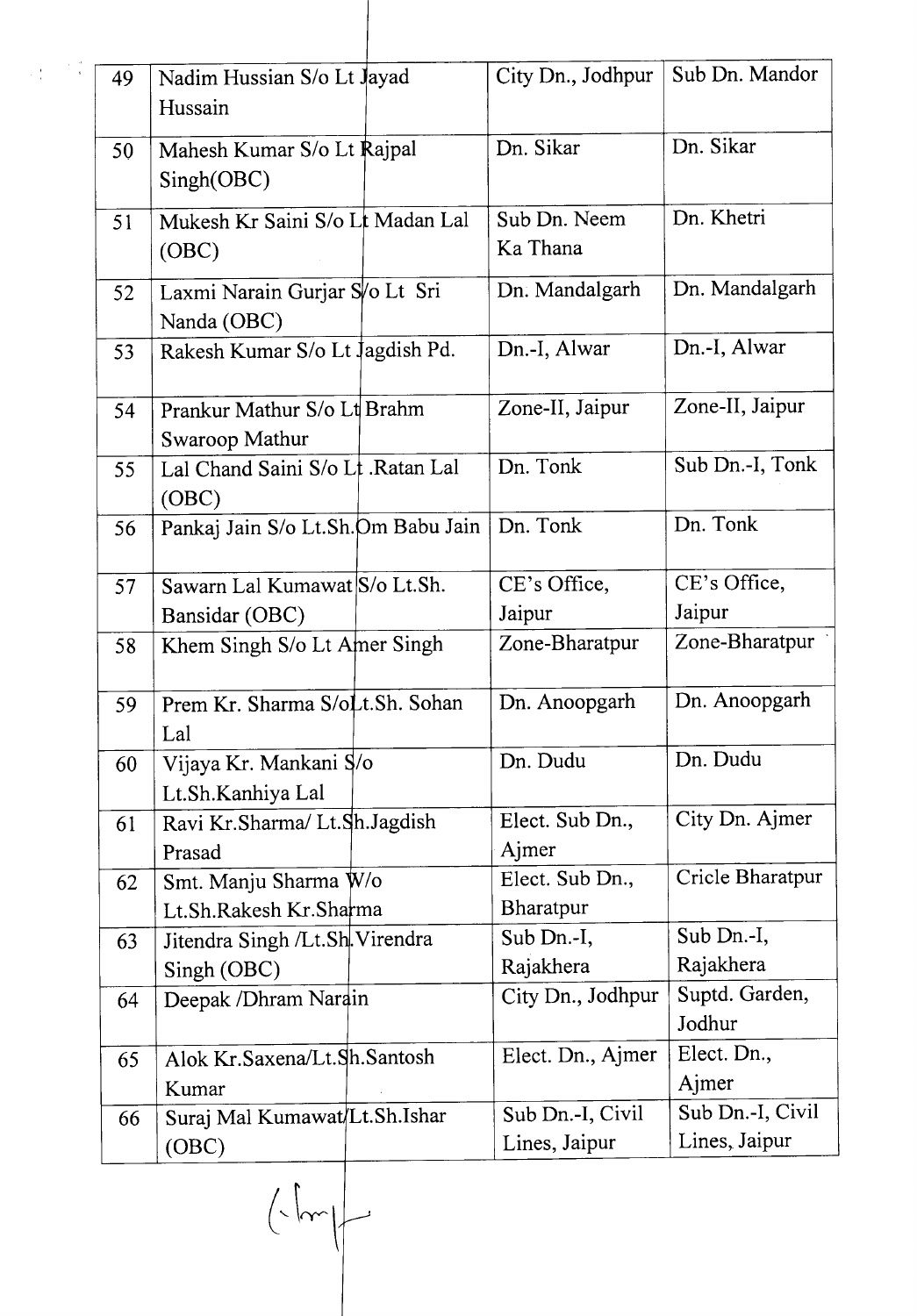| | | | |
|---|---|---|---|
| 49 | Nadim Hussian S/o Lt Jayad Hussain | City Dn., Jodhpur | Sub Dn. Mandor |
| 50 | Mahesh Kumar S/o Lt Rajpal Singh(OBC) | Dn. Sikar | Dn. Sikar |
| 51 | Mukesh Kr Saini S/o Lt Madan Lal (OBC) | Sub Dn. Neem Ka Thana | Dn. Khetri |
| 52 | Laxmi Narain Gurjar S/o Lt Sri Nanda (OBC) | Dn. Mandalgarh | Dn. Mandalgarh |
| 53 | Rakesh Kumar S/o Lt Jagdish Pd. | Dn.-I, Alwar | Dn.-I, Alwar |
| 54 | Prankur Mathur S/o Lt Brahm Swaroop Mathur | Zone-II, Jaipur | Zone-II, Jaipur |
| 55 | Lal Chand Saini S/o Lt .Ratan Lal (OBC) | Dn. Tonk | Sub Dn.-I, Tonk |
| 56 | Pankaj Jain S/o Lt.Sh.Om Babu Jain | Dn. Tonk | Dn. Tonk |
| 57 | Sawarn Lal Kumawat S/o Lt.Sh. Bansidar (OBC) | CE's Office, Jaipur | CE's Office, Jaipur |
| 58 | Khem Singh S/o Lt Amer Singh | Zone-Bharatpur | Zone-Bharatpur |
| 59 | Prem Kr. Sharma S/oLt.Sh. Sohan Lal | Dn. Anoopgarh | Dn. Anoopgarh |
| 60 | Vijaya Kr. Mankani S/o Lt.Sh.Kanhiya Lal | Dn. Dudu | Dn. Dudu |
| 61 | Ravi Kr.Sharma/ Lt.Sh.Jagdish Prasad | Elect. Sub Dn., Ajmer | City Dn. Ajmer |
| 62 | Smt. Manju Sharma W/o Lt.Sh.Rakesh Kr.Sharma | Elect. Sub Dn., Bharatpur | Cricle Bharatpur |
| 63 | Jitendra Singh /Lt.Sh.Virendra Singh (OBC) | Sub Dn.-I, Rajakhera | Sub Dn.-I, Rajakhera |
| 64 | Deepak /Dhram Narain | City Dn., Jodhpur | Suptd. Garden, Jodhur |
| 65 | Alok Kr.Saxena/Lt.Sh.Santosh Kumar | Elect. Dn., Ajmer | Elect. Dn., Ajmer |
| 66 | Suraj Mal Kumawat/Lt.Sh.Ishar (OBC) | Sub Dn.-I, Civil Lines, Jaipur | Sub Dn.-I, Civil Lines, Jaipur |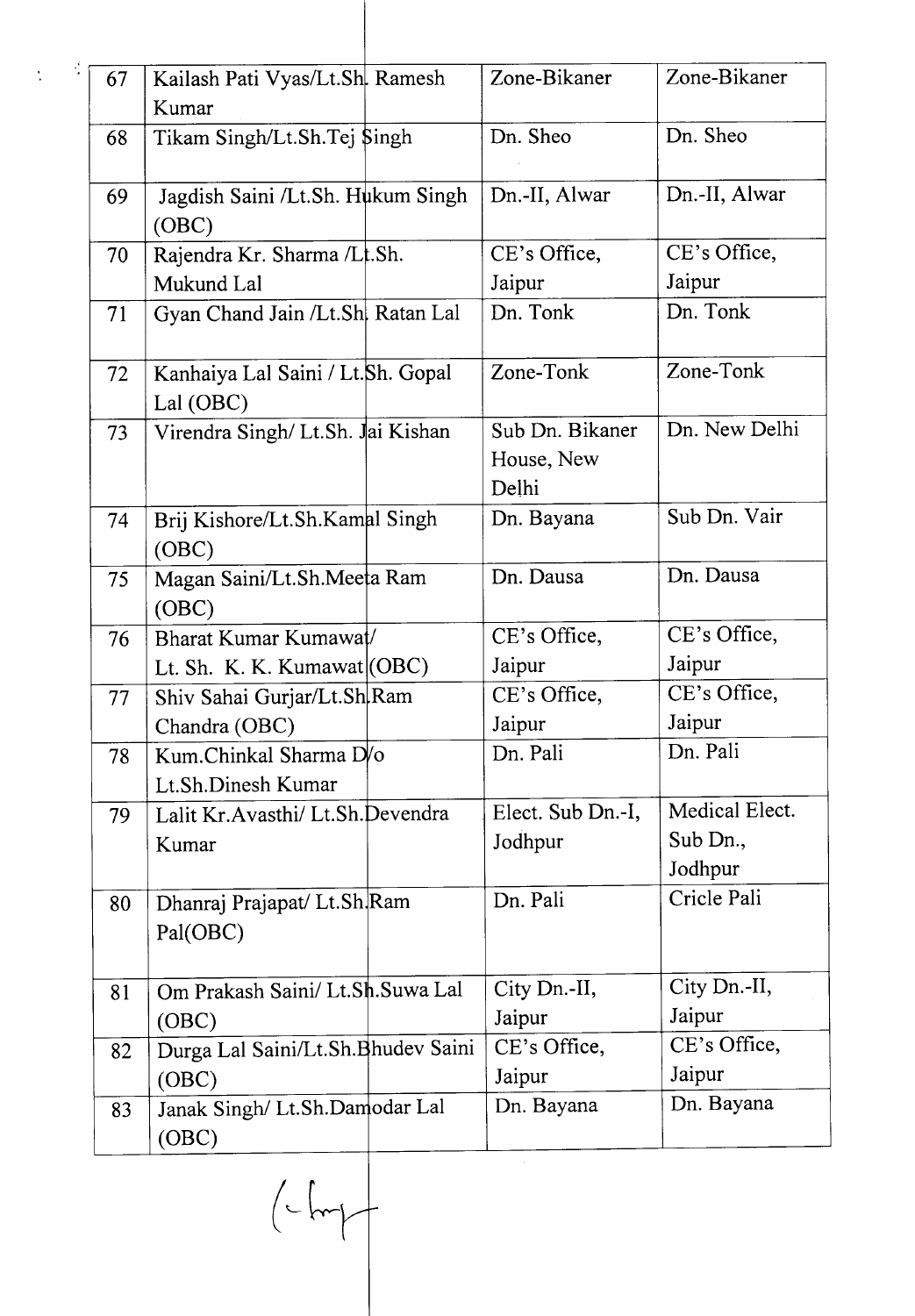| | | | |
|---|---|---|---|
| 67 | Kailash Pati Vyas/Lt.Sh. Ramesh Kumar | Zone-Bikaner | Zone-Bikaner |
| 68 | Tikam Singh/Lt.Sh.Tej Singh | Dn. Sheo | Dn. Sheo |
| 69 | Jagdish Saini /Lt.Sh. Hukum Singh (OBC) | Dn.-II, Alwar | Dn.-II, Alwar |
| 70 | Rajendra Kr. Sharma /Lt.Sh. Mukund Lal | CE's Office, Jaipur | CE's Office, Jaipur |
| 71 | Gyan Chand Jain /Lt.Sh. Ratan Lal | Dn. Tonk | Dn. Tonk |
| 72 | Kanhaiya Lal Saini / Lt.Sh. Gopal Lal (OBC) | Zone-Tonk | Zone-Tonk |
| 73 | Virendra Singh/ Lt.Sh. Jai Kishan | Sub Dn. Bikaner House, New Delhi | Dn. New Delhi |
| 74 | Brij Kishore/Lt.Sh.Kamal Singh (OBC) | Dn. Bayana | Sub Dn. Vair |
| 75 | Magan Saini/Lt.Sh.Meeta Ram (OBC) | Dn. Dausa | Dn. Dausa |
| 76 | Bharat Kumar Kumawat/ Lt. Sh. K. K. Kumawat (OBC) | CE's Office, Jaipur | CE's Office, Jaipur |
| 77 | Shiv Sahai Gurjar/Lt.Sh.Ram Chandra (OBC) | CE's Office, Jaipur | CE's Office, Jaipur |
| 78 | Kum.Chinkal Sharma D/o Lt.Sh.Dinesh Kumar | Dn. Pali | Dn. Pali |
| 79 | Lalit Kr.Avasthi/ Lt.Sh.Devendra Kumar | Elect. Sub Dn.-I, Jodhpur | Medical Elect. Sub Dn., Jodhpur |
| 80 | Dhanraj Prajapat/ Lt.Sh.Ram Pal(OBC) | Dn. Pali | Cricle Pali |
| 81 | Om Prakash Saini/ Lt.Sh.Suwa Lal (OBC) | City Dn.-II, Jaipur | City Dn.-II, Jaipur |
| 82 | Durga Lal Saini/Lt.Sh.Bhudev Saini (OBC) | CE's Office, Jaipur | CE's Office, Jaipur |
| 83 | Janak Singh/ Lt.Sh.Damodar Lal (OBC) | Dn. Bayana | Dn. Bayana |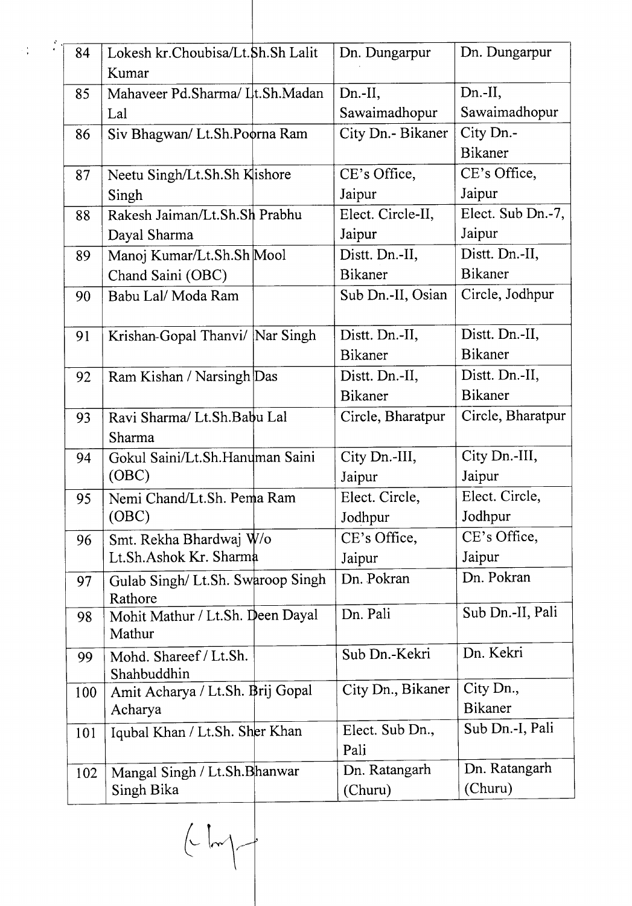| | | | |
|---|---|---|---|
| 84 | Lokesh kr.Choubisa/Lt.Sh.Sh Lalit Kumar | Dn. Dungarpur | Dn. Dungarpur |
| 85 | Mahaveer Pd.Sharma/ Lt.Sh.Madan Lal | Dn.-II, Sawaimadhopur | Dn.-II, Sawaimadhopur |
| 86 | Siv Bhagwan/ Lt.Sh.Poorna Ram | City Dn.- Bikaner | City Dn.- Bikaner |
| 87 | Neetu Singh/Lt.Sh.Sh Kishore Singh | CE's Office, Jaipur | CE's Office, Jaipur |
| 88 | Rakesh Jaiman/Lt.Sh.Sh Prabhu Dayal Sharma | Elect. Circle-II, Jaipur | Elect. Sub Dn.-7, Jaipur |
| 89 | Manoj Kumar/Lt.Sh.Sh Mool Chand Saini (OBC) | Distt. Dn.-II, Bikaner | Distt. Dn.-II, Bikaner |
| 90 | Babu Lal/ Moda Ram | Sub Dn.-II, Osian | Circle, Jodhpur |
| 91 | Krishan-Gopal Thanvi/ Nar Singh | Distt. Dn.-II, Bikaner | Distt. Dn.-II, Bikaner |
| 92 | Ram Kishan / Narsingh Das | Distt. Dn.-II, Bikaner | Distt. Dn.-II, Bikaner |
| 93 | Ravi Sharma/ Lt.Sh.Babu Lal Sharma | Circle, Bharatpur | Circle, Bharatpur |
| 94 | Gokul Saini/Lt.Sh.Hanuman Saini (OBC) | City Dn.-III, Jaipur | City Dn.-III, Jaipur |
| 95 | Nemi Chand/Lt.Sh. Pema Ram (OBC) | Elect. Circle, Jodhpur | Elect. Circle, Jodhpur |
| 96 | Smt. Rekha Bhardwaj W/o Lt.Sh.Ashok Kr. Sharma | CE's Office, Jaipur | CE's Office, Jaipur |
| 97 | Gulab Singh/ Lt.Sh. Swaroop Singh Rathore | Dn. Pokran | Dn. Pokran |
| 98 | Mohit Mathur / Lt.Sh. Deen Dayal Mathur | Dn. Pali | Sub Dn.-II, Pali |
| 99 | Mohd. Shareef / Lt.Sh. Shahbuddhin | Sub Dn.-Kekri | Dn. Kekri |
| 100 | Amit Acharya / Lt.Sh. Brij Gopal Acharya | City Dn., Bikaner | City Dn., Bikaner |
| 101 | Iqubal Khan / Lt.Sh. Sher Khan | Elect. Sub Dn., Pali | Sub Dn.-I, Pali |
| 102 | Mangal Singh / Lt.Sh.Bhanwar Singh Bika | Dn. Ratangarh (Churu) | Dn. Ratangarh (Churu) |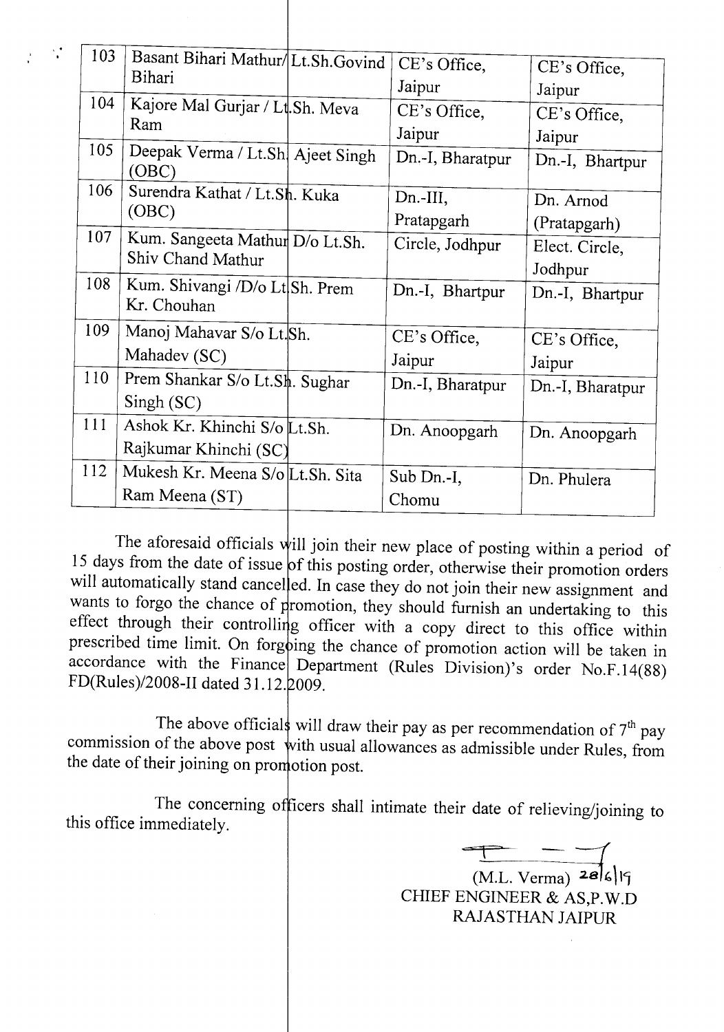| | | | |
|---|---|---|---|
| 103 | Basant Bihari Mathur/ Lt.Sh.Govind Bihari | CE's Office, Jaipur | CE's Office, Jaipur |
| 104 | Kajore Mal Gurjar / Lt.Sh. Meva Ram | CE's Office, Jaipur | CE's Office, Jaipur |
| 105 | Deepak Verma / Lt.Sh. Ajeet Singh (OBC) | Dn.-I, Bharatpur | Dn.-I, Bhartpur |
| 106 | Surendra Kathat / Lt.Sh. Kuka (OBC) | Dn.-III, Pratapgarh | Dn. Arnod (Pratapgarh) |
| 107 | Kum. Sangeeta Mathur D/o Lt.Sh. Shiv Chand Mathur | Circle, Jodhpur | Elect. Circle, Jodhpur |
| 108 | Kum. Shivangi /D/o Lt.Sh. Prem Kr. Chouhan | Dn.-I, Bhartpur | Dn.-I, Bhartpur |
| 109 | Manoj Mahavar S/o Lt.Sh. Mahadev (SC) | CE's Office, Jaipur | CE's Office, Jaipur |
| 110 | Prem Shankar S/o Lt.Sh. Sughar Singh (SC) | Dn.-I, Bharatpur | Dn.-I, Bharatpur |
| 111 | Ashok Kr. Khinchi S/o Lt.Sh. Rajkumar Khinchi (SC) | Dn. Anoopgarh | Dn. Anoopgarh |
| 112 | Mukesh Kr. Meena S/o Lt.Sh. Sita Ram Meena (ST) | Sub Dn.-I, Chomu | Dn. Phulera |

The aforesaid officials will join their new place of posting within a period of 15 days from the date of issue of this posting order, otherwise their promotion orders will automatically stand cancelled. In case they do not join their new assignment and wants to forgo the chance of promotion, they should furnish an undertaking to this effect through their controlling officer with a copy direct to this office within prescribed time limit. On forgoing the chance of promotion action will be taken in accordance with the Finance Department (Rules Division)'s order No.F.14(88) FD(Rules)/2008-II dated 31.12.2009.

The above officials will draw their pay as per recommendation of 7th pay commission of the above post with usual allowances as admissible under Rules, from the date of their joining on promotion post.

The concerning officers shall intimate their date of relieving/joining to this office immediately.

(M.L. Verma) 28/6/19
CHIEF ENGINEER & AS,P.W.D
RAJASTHAN JAIPUR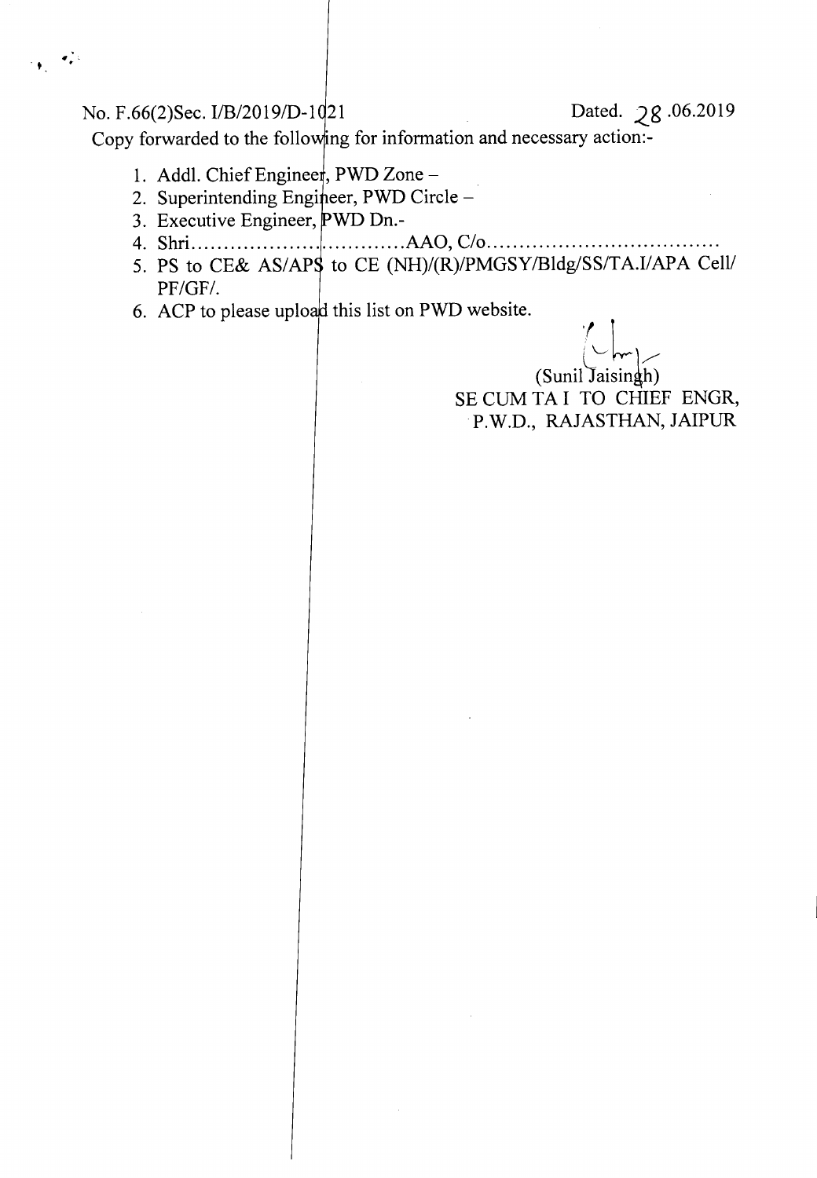No. F.66(2)Sec. I/B/2019/D-1021 Dated. 28 .06.2019

Copy forwarded to the following for information and necessary action:-

1. Addl. Chief Engineer, PWD Zone –
2. Superintending Engineer, PWD Circle –
3. Executive Engineer, PWD Dn.-
4. Shri.............................................AAO, C/o...................................
5. PS to CE& AS/APS to CE (NH)/(R)/PMGSY/Bldg/SS/TA.I/APA Cell/ PF/GF/.
6. ACP to please upload this list on PWD website.

(Sunil Jaisingh)
SE CUM TA I TO CHIEF ENGR,
P.W.D., RAJASTHAN, JAIPUR